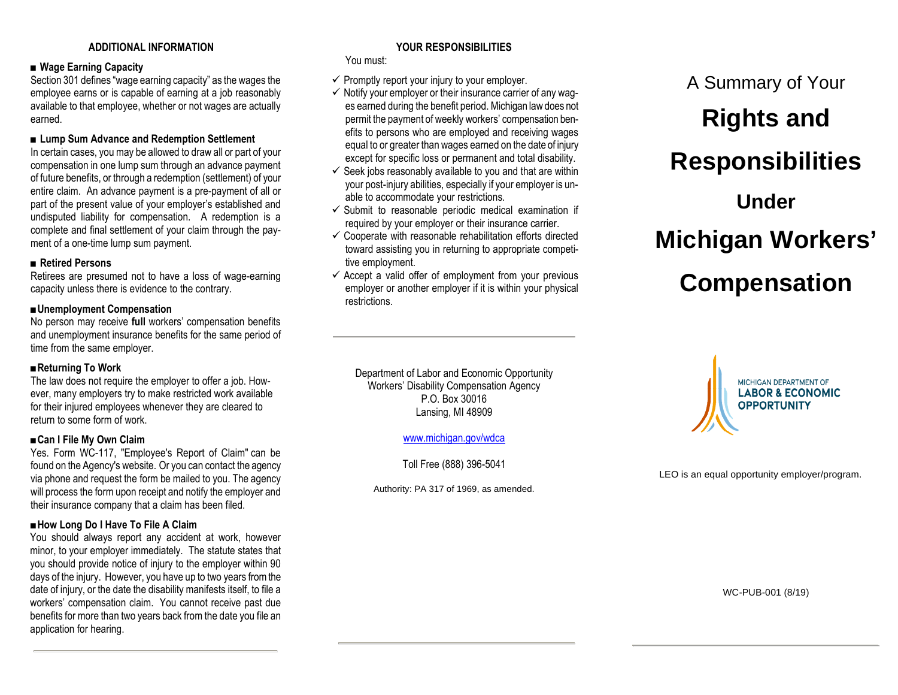## ADDITIONAL INFORMATION

**■ Wage Earning Capacity**

Section 301 defines "wage earning capacity" as the wages the employee earns or is capable of earning at a job reasonably available to that employee, whether or not wages are actually earned.

**■ Lump Sum Advance and Redemption Settlement**

In certain cases, you may be allowed to draw all or part of your compensation in one lump sum through an advance payment of future benefits, or through a redemption (settlement) of your entire claim. An advance payment is a pre-payment of all or part of the present value of your employer's established and undisputed liability for compensation. A redemption is a complete and final settlement of your claim through the payment of a one-time lump sum payment.

**■ Retired Persons**

Retirees are presumed not to have a loss of wage-earning capacity unless there is evidence to the contrary.

**■ Unemployment Compensation**

No person may receive **full** workers' compensation benefits and unemployment insurance benefits for the same period of time from the same employer.

**■ Returning To Work**

The law does not require the employer to offer a job. However, many employers try to make restricted work available for their injured employees whenever they are cleared to return to some form of work.

**■ Can I File My Own Claim**

Yes. Form WC-117, "Employee's Report of Claim" can be found on the Agency's website. Or you can contact the agency via phone and request the form be mailed to you. The agency will process the form upon receipt and notify the employer and their insurance company that a claim has been filed.

**■ How Long Do I Have To File A Claim**

You should always report any accident at work, however minor, to your employer immediately. The statute states that you should provide notice of injury to the employer within 90 days of the injury. However, you have up to two years from the date of injury, or the date the disability manifests itself, to file a workers' compensation claim. You cannot receive past due benefits for more than two years back from the date you file an application for hearing.

## YOUR RESPONSIBILITIES

You must:

- ✓ Promptly report your injury to your employer.
- ✓ Notify your employer or their insurance carrier of any wages earned during the benefit period. Michigan law does not permit the payment of weekly workers' compensation benefits to persons who are employed and receiving wages equal to or greater than wages earned on the date of injury except for specific loss or permanent and total disability.
- ✓ Seek jobs reasonably available to you and that are within your post-injury abilities, especially if your employer is unable to accommodate your restrictions.
- ✓ Submit to reasonable periodic medical examination if required by your employer or their insurance carrier.
- ✓ Cooperate with reasonable rehabilitation efforts directed toward assisting you in returning to appropriate competitive employment.
- ✓ Accept a valid offer of employment from your previous employer or another employer if it is within your physical restrictions.

---

Department of Labor and Economic Opportunity
Workers' Disability Compensation Agency
P.O. Box 30016
Lansing, MI 48909

www.michigan.gov/wdca

Toll Free (888) 396-5041

Authority: PA 317 of 1969, as amended.

A Summary of Your

# Rights and Responsibilities Under Michigan Workers' Compensation

MICHIGAN DEPARTMENT OF LABOR & ECONOMIC OPPORTUNITY

LEO is an equal opportunity employer/program.

WC-PUB-001 (8/19)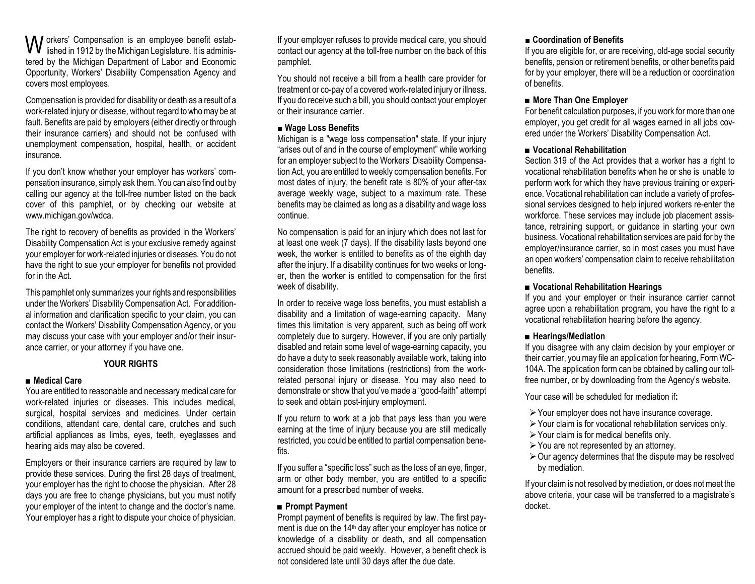Workers' Compensation is an employee benefit established in 1912 by the Michigan Legislature. It is administered by the Michigan Department of Labor and Economic Opportunity, Workers' Disability Compensation Agency and covers most employees.

Compensation is provided for disability or death as a result of a work-related injury or disease, without regard to who may be at fault. Benefits are paid by employers (either directly or through their insurance carriers) and should not be confused with unemployment compensation, hospital, health, or accident insurance.

If you don't know whether your employer has workers' compensation insurance, simply ask them. You can also find out by calling our agency at the toll-free number listed on the back cover of this pamphlet, or by checking our website at www.michigan.gov/wdca.

The right to recovery of benefits as provided in the Workers' Disability Compensation Act is your exclusive remedy against your employer for work-related injuries or diseases. You do not have the right to sue your employer for benefits not provided for in the Act.

This pamphlet only summarizes your rights and responsibilities under the Workers' Disability Compensation Act. For additional information and clarification specific to your claim, you can contact the Workers' Disability Compensation Agency, or you may discuss your case with your employer and/or their insurance carrier, or your attorney if you have one.

## YOUR RIGHTS

### ■ Medical Care

You are entitled to reasonable and necessary medical care for work-related injuries or diseases. This includes medical, surgical, hospital services and medicines. Under certain conditions, attendant care, dental care, crutches and such artificial appliances as limbs, eyes, teeth, eyeglasses and hearing aids may also be covered.

Employers or their insurance carriers are required by law to provide these services. During the first 28 days of treatment, your employer has the right to choose the physician. After 28 days you are free to change physicians, but you must notify your employer of the intent to change and the doctor's name. Your employer has a right to dispute your choice of physician.

If your employer refuses to provide medical care, you should contact our agency at the toll-free number on the back of this pamphlet.

You should not receive a bill from a health care provider for treatment or co-pay of a covered work-related injury or illness. If you do receive such a bill, you should contact your employer or their insurance carrier.

### ■ Wage Loss Benefits

Michigan is a "wage loss compensation" state. If your injury "arises out of and in the course of employment" while working for an employer subject to the Workers' Disability Compensation Act, you are entitled to weekly compensation benefits. For most dates of injury, the benefit rate is 80% of your after-tax average weekly wage, subject to a maximum rate. These benefits may be claimed as long as a disability and wage loss continue.

No compensation is paid for an injury which does not last for at least one week (7 days). If the disability lasts beyond one week, the worker is entitled to benefits as of the eighth day after the injury. If a disability continues for two weeks or longer, then the worker is entitled to compensation for the first week of disability.

In order to receive wage loss benefits, you must establish a disability and a limitation of wage-earning capacity. Many times this limitation is very apparent, such as being off work completely due to surgery. However, if you are only partially disabled and retain some level of wage-earning capacity, you do have a duty to seek reasonably available work, taking into consideration those limitations (restrictions) from the work-related personal injury or disease. You may also need to demonstrate or show that you've made a "good-faith" attempt to seek and obtain post-injury employment.

If you return to work at a job that pays less than you were earning at the time of injury because you are still medically restricted, you could be entitled to partial compensation benefits.

If you suffer a "specific loss" such as the loss of an eye, finger, arm or other body member, you are entitled to a specific amount for a prescribed number of weeks.

### ■ Prompt Payment

Prompt payment of benefits is required by law. The first payment is due on the 14th day after your employer has notice or knowledge of a disability or death, and all compensation accrued should be paid weekly. However, a benefit check is not considered late until 30 days after the due date.

### ■ Coordination of Benefits

If you are eligible for, or are receiving, old-age social security benefits, pension or retirement benefits, or other benefits paid for by your employer, there will be a reduction or coordination of benefits.

### ■ More Than One Employer

For benefit calculation purposes, if you work for more than one employer, you get credit for all wages earned in all jobs covered under the Workers' Disability Compensation Act.

### ■ Vocational Rehabilitation

Section 319 of the Act provides that a worker has a right to vocational rehabilitation benefits when he or she is unable to perform work for which they have previous training or experience. Vocational rehabilitation can include a variety of professional services designed to help injured workers re-enter the workforce. These services may include job placement assistance, retraining support, or guidance in starting your own business. Vocational rehabilitation services are paid for by the employer/insurance carrier, so in most cases you must have an open workers' compensation claim to receive rehabilitation benefits.

### ■ Vocational Rehabilitation Hearings

If you and your employer or their insurance carrier cannot agree upon a rehabilitation program, you have the right to a vocational rehabilitation hearing before the agency.

### ■ Hearings/Mediation

If you disagree with any claim decision by your employer or their carrier, you may file an application for hearing, Form WC-104A. The application form can be obtained by calling our toll-free number, or by downloading from the Agency's website.

Your case will be scheduled for mediation if**:**

- Your employer does not have insurance coverage.
- Your claim is for vocational rehabilitation services only.
- Your claim is for medical benefits only.
- You are not represented by an attorney.
- Our agency determines that the dispute may be resolved by mediation.

If your claim is not resolved by mediation, or does not meet the above criteria, your case will be transferred to a magistrate's docket.